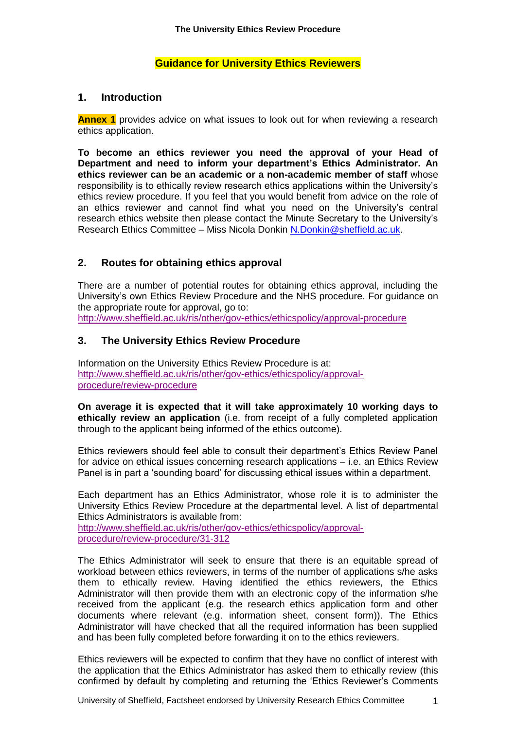# Guidance for University Ethics Reviewers

## 1. Introduction

**Annex 1** provides advice on what issues to look out for when reviewing a research ethics application.

**To become an ethics reviewer you need the approval of your Head of Department and need to inform your department's Ethics Administrator. An ethics reviewer can be an academic or a non-academic member of staff** whose responsibility is to ethically review research ethics applications within the University's ethics review procedure. If you feel that you would benefit from advice on the role of an ethics reviewer and cannot find what you need on the University's central research ethics website then please contact the Minute Secretary to the University's Research Ethics Committee – Miss Nicola Donkin N.Donkin@sheffield.ac.uk.

## 2. Routes for obtaining ethics approval

There are a number of potential routes for obtaining ethics approval, including the University's own Ethics Review Procedure and the NHS procedure. For guidance on the appropriate route for approval, go to:
http://www.sheffield.ac.uk/ris/other/gov-ethics/ethicspolicy/approval-procedure

## 3. The University Ethics Review Procedure

Information on the University Ethics Review Procedure is at:
http://www.sheffield.ac.uk/ris/other/gov-ethics/ethicspolicy/approval-procedure/review-procedure

**On average it is expected that it will take approximately 10 working days to ethically review an application** (i.e. from receipt of a fully completed application through to the applicant being informed of the ethics outcome).

Ethics reviewers should feel able to consult their department's Ethics Review Panel for advice on ethical issues concerning research applications – i.e. an Ethics Review Panel is in part a 'sounding board' for discussing ethical issues within a department.

Each department has an Ethics Administrator, whose role it is to administer the University Ethics Review Procedure at the departmental level. A list of departmental Ethics Administrators is available from:
http://www.sheffield.ac.uk/ris/other/gov-ethics/ethicspolicy/approval-procedure/review-procedure/31-312

The Ethics Administrator will seek to ensure that there is an equitable spread of workload between ethics reviewers, in terms of the number of applications s/he asks them to ethically review. Having identified the ethics reviewers, the Ethics Administrator will then provide them with an electronic copy of the information s/he received from the applicant (e.g. the research ethics application form and other documents where relevant (e.g. information sheet, consent form)). The Ethics Administrator will have checked that all the required information has been supplied and has been fully completed before forwarding it on to the ethics reviewers.

Ethics reviewers will be expected to confirm that they have no conflict of interest with the application that the Ethics Administrator has asked them to ethically review (this confirmed by default by completing and returning the 'Ethics Reviewer's Comments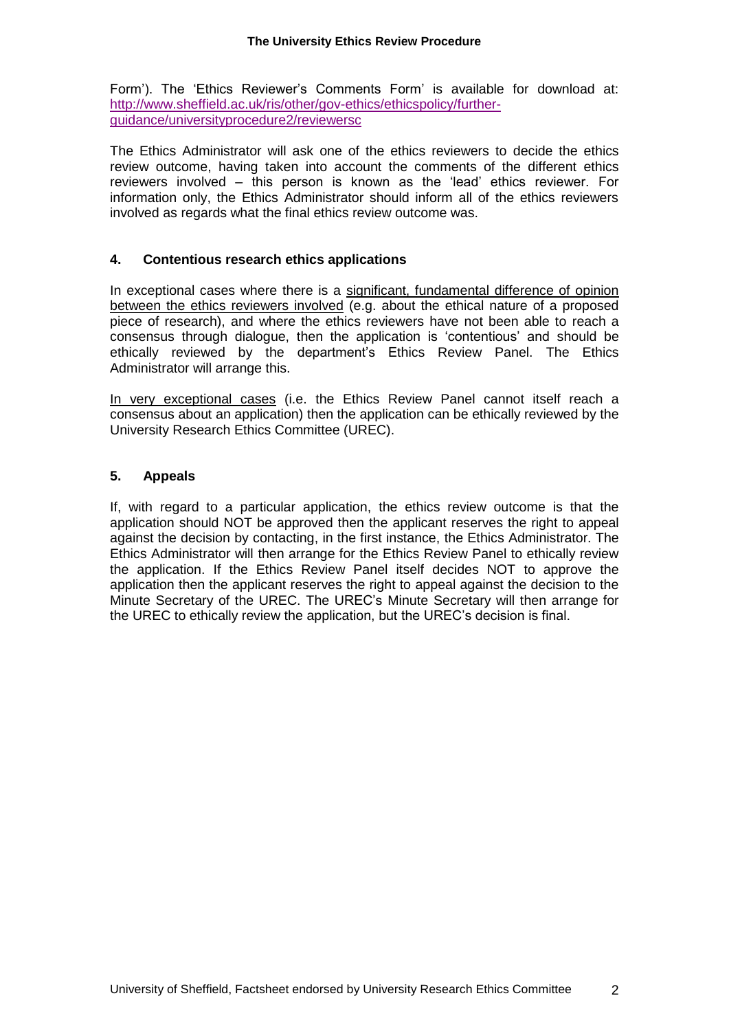Form'). The 'Ethics Reviewer's Comments Form' is available for download at: [http://www.sheffield.ac.uk/ris/other/gov-ethics/ethicspolicy/further-guidance/universityprocedure2/reviewersc](http://www.sheffield.ac.uk/ris/other/gov-ethics/ethicspolicy/further-guidance/universityprocedure2/reviewersc)

The Ethics Administrator will ask one of the ethics reviewers to decide the ethics review outcome, having taken into account the comments of the different ethics reviewers involved – this person is known as the 'lead' ethics reviewer. For information only, the Ethics Administrator should inform all of the ethics reviewers involved as regards what the final ethics review outcome was.

## 4. Contentious research ethics applications

In exceptional cases where there is a <u>significant, fundamental difference of opinion between the ethics reviewers involved</u> (e.g. about the ethical nature of a proposed piece of research), and where the ethics reviewers have not been able to reach a consensus through dialogue, then the application is 'contentious' and should be ethically reviewed by the department's Ethics Review Panel. The Ethics Administrator will arrange this.

<u>In very exceptional cases</u> (i.e. the Ethics Review Panel cannot itself reach a consensus about an application) then the application can be ethically reviewed by the University Research Ethics Committee (UREC).

## 5. Appeals

If, with regard to a particular application, the ethics review outcome is that the application should NOT be approved then the applicant reserves the right to appeal against the decision by contacting, in the first instance, the Ethics Administrator. The Ethics Administrator will then arrange for the Ethics Review Panel to ethically review the application. If the Ethics Review Panel itself decides NOT to approve the application then the applicant reserves the right to appeal against the decision to the Minute Secretary of the UREC. The UREC's Minute Secretary will then arrange for the UREC to ethically review the application, but the UREC's decision is final.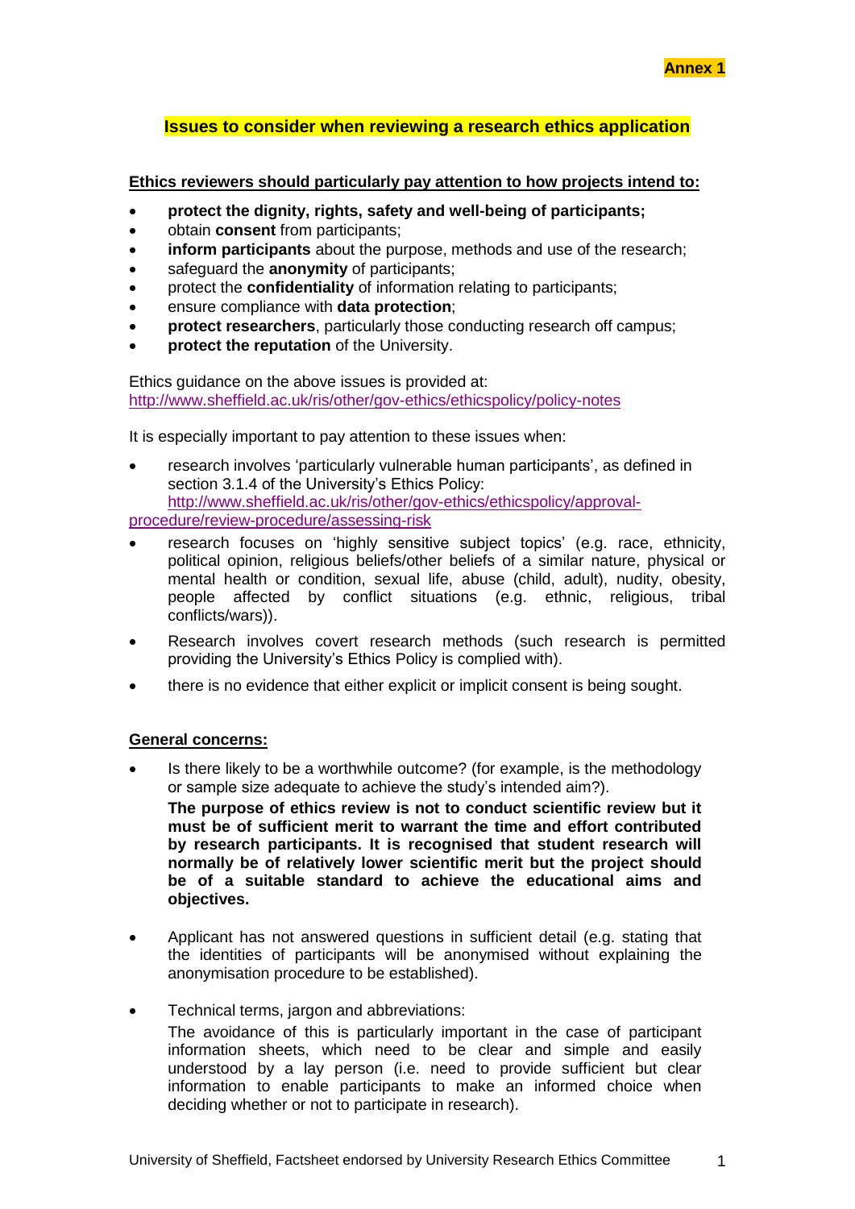**Annex 1**

## Issues to consider when reviewing a research ethics application

**Ethics reviewers should particularly pay attention to how projects intend to:**

- **protect the dignity, rights, safety and well-being of participants;**
- obtain **consent** from participants;
- **inform participants** about the purpose, methods and use of the research;
- safeguard the **anonymity** of participants;
- protect the **confidentiality** of information relating to participants;
- ensure compliance with **data protection**;
- **protect researchers**, particularly those conducting research off campus;
- **protect the reputation** of the University.

Ethics guidance on the above issues is provided at:
http://www.sheffield.ac.uk/ris/other/gov-ethics/ethicspolicy/policy-notes

It is especially important to pay attention to these issues when:

- research involves 'particularly vulnerable human participants', as defined in section 3.1.4 of the University's Ethics Policy: http://www.sheffield.ac.uk/ris/other/gov-ethics/ethicspolicy/approval-procedure/review-procedure/assessing-risk
- research focuses on 'highly sensitive subject topics' (e.g. race, ethnicity, political opinion, religious beliefs/other beliefs of a similar nature, physical or mental health or condition, sexual life, abuse (child, adult), nudity, obesity, people affected by conflict situations (e.g. ethnic, religious, tribal conflicts/wars)).
- Research involves covert research methods (such research is permitted providing the University's Ethics Policy is complied with).
- there is no evidence that either explicit or implicit consent is being sought.

**General concerns:**

- Is there likely to be a worthwhile outcome? (for example, is the methodology or sample size adequate to achieve the study's intended aim?).
  **The purpose of ethics review is not to conduct scientific review but it must be of sufficient merit to warrant the time and effort contributed by research participants. It is recognised that student research will normally be of relatively lower scientific merit but the project should be of a suitable standard to achieve the educational aims and objectives.**

- Applicant has not answered questions in sufficient detail (e.g. stating that the identities of participants will be anonymised without explaining the anonymisation procedure to be established).

- Technical terms, jargon and abbreviations:
  The avoidance of this is particularly important in the case of participant information sheets, which need to be clear and simple and easily understood by a lay person (i.e. need to provide sufficient but clear information to enable participants to make an informed choice when deciding whether or not to participate in research).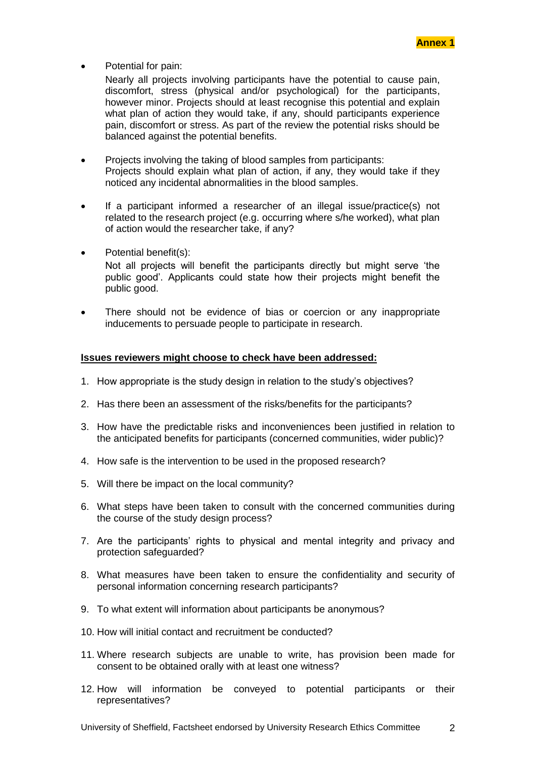**Annex 1**

- Potential for pain:

  Nearly all projects involving participants have the potential to cause pain, discomfort, stress (physical and/or psychological) for the participants, however minor. Projects should at least recognise this potential and explain what plan of action they would take, if any, should participants experience pain, discomfort or stress. As part of the review the potential risks should be balanced against the potential benefits.

- Projects involving the taking of blood samples from participants:
  Projects should explain what plan of action, if any, they would take if they noticed any incidental abnormalities in the blood samples.

- If a participant informed a researcher of an illegal issue/practice(s) not related to the research project (e.g. occurring where s/he worked), what plan of action would the researcher take, if any?

- Potential benefit(s):

  Not all projects will benefit the participants directly but might serve 'the public good'. Applicants could state how their projects might benefit the public good.

- There should not be evidence of bias or coercion or any inappropriate inducements to persuade people to participate in research.

**Issues reviewers might choose to check have been addressed:**

1. How appropriate is the study design in relation to the study's objectives?
2. Has there been an assessment of the risks/benefits for the participants?
3. How have the predictable risks and inconveniences been justified in relation to the anticipated benefits for participants (concerned communities, wider public)?
4. How safe is the intervention to be used in the proposed research?
5. Will there be impact on the local community?
6. What steps have been taken to consult with the concerned communities during the course of the study design process?
7. Are the participants' rights to physical and mental integrity and privacy and protection safeguarded?
8. What measures have been taken to ensure the confidentiality and security of personal information concerning research participants?
9. To what extent will information about participants be anonymous?
10. How will initial contact and recruitment be conducted?
11. Where research subjects are unable to write, has provision been made for consent to be obtained orally with at least one witness?
12. How will information be conveyed to potential participants or their representatives?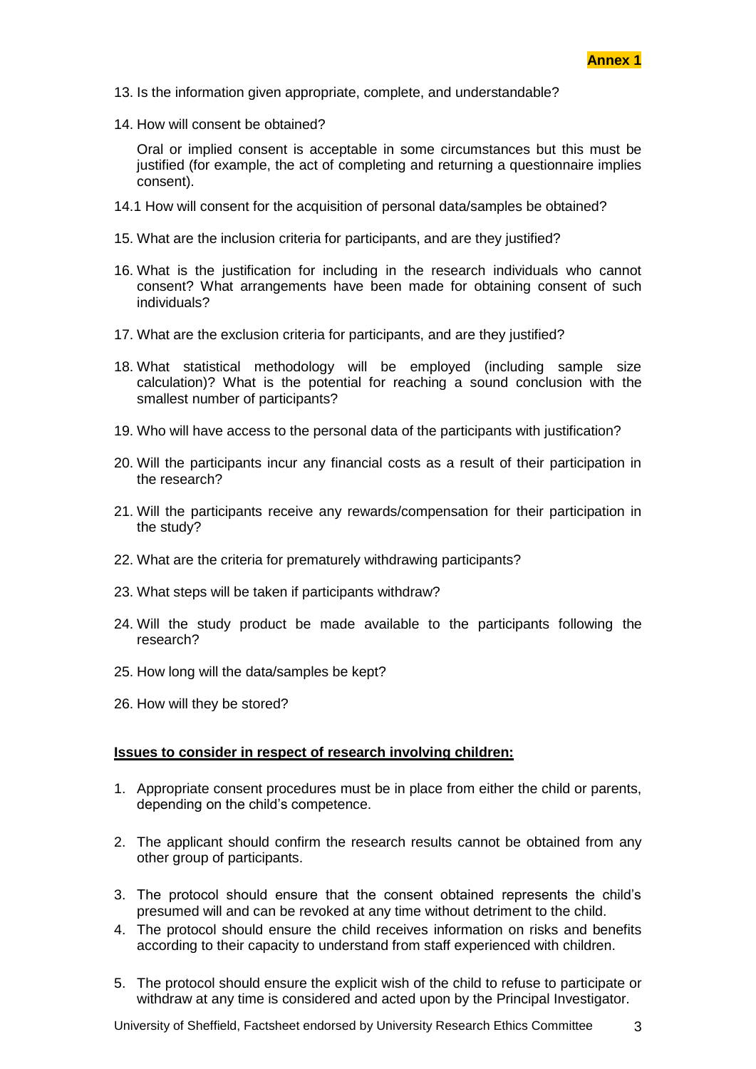**Annex 1**

13. Is the information given appropriate, complete, and understandable?

14. How will consent be obtained?

    Oral or implied consent is acceptable in some circumstances but this must be justified (for example, the act of completing and returning a questionnaire implies consent).

14.1 How will consent for the acquisition of personal data/samples be obtained?

15. What are the inclusion criteria for participants, and are they justified?

16. What is the justification for including in the research individuals who cannot consent? What arrangements have been made for obtaining consent of such individuals?

17. What are the exclusion criteria for participants, and are they justified?

18. What statistical methodology will be employed (including sample size calculation)? What is the potential for reaching a sound conclusion with the smallest number of participants?

19. Who will have access to the personal data of the participants with justification?

20. Will the participants incur any financial costs as a result of their participation in the research?

21. Will the participants receive any rewards/compensation for their participation in the study?

22. What are the criteria for prematurely withdrawing participants?

23. What steps will be taken if participants withdraw?

24. Will the study product be made available to the participants following the research?

25. How long will the data/samples be kept?

26. How will they be stored?

**<u>Issues to consider in respect of research involving children:</u>**

1. Appropriate consent procedures must be in place from either the child or parents, depending on the child's competence.

2. The applicant should confirm the research results cannot be obtained from any other group of participants.

3. The protocol should ensure that the consent obtained represents the child's presumed will and can be revoked at any time without detriment to the child.
4. The protocol should ensure the child receives information on risks and benefits according to their capacity to understand from staff experienced with children.

5. The protocol should ensure the explicit wish of the child to refuse to participate or withdraw at any time is considered and acted upon by the Principal Investigator.

University of Sheffield, Factsheet endorsed by University Research Ethics Committee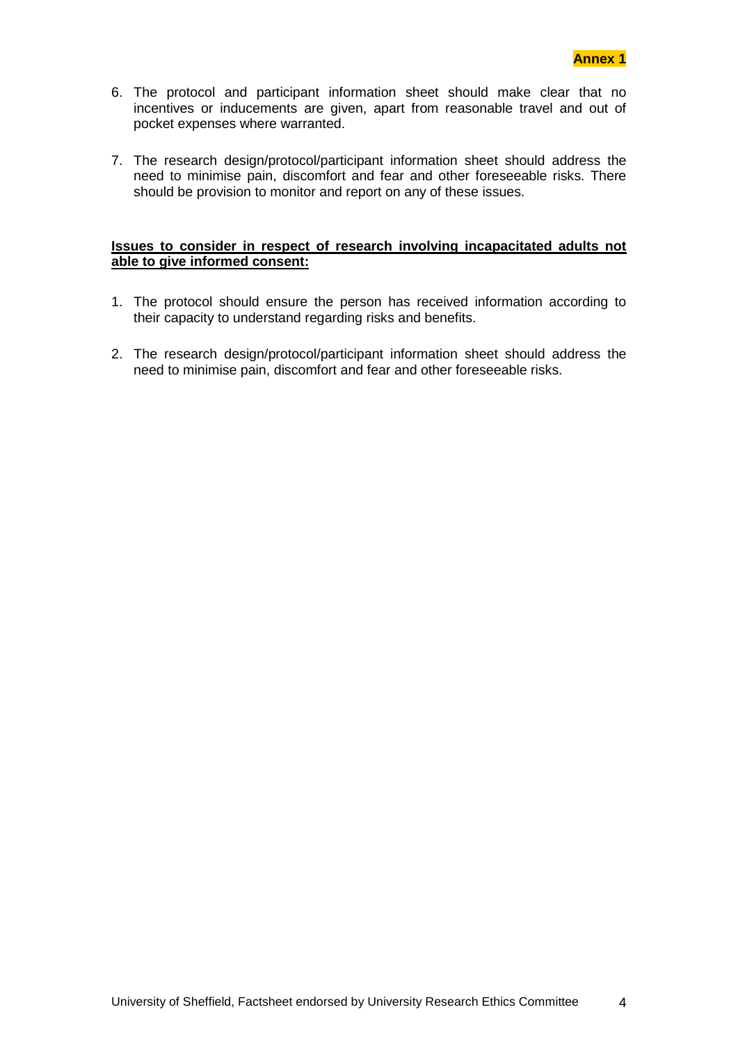**Annex 1**

6. The protocol and participant information sheet should make clear that no incentives or inducements are given, apart from reasonable travel and out of pocket expenses where warranted.

7. The research design/protocol/participant information sheet should address the need to minimise pain, discomfort and fear and other foreseeable risks. There should be provision to monitor and report on any of these issues.

**Issues to consider in respect of research involving incapacitated adults not able to give informed consent:**

1. The protocol should ensure the person has received information according to their capacity to understand regarding risks and benefits.

2. The research design/protocol/participant information sheet should address the need to minimise pain, discomfort and fear and other foreseeable risks.